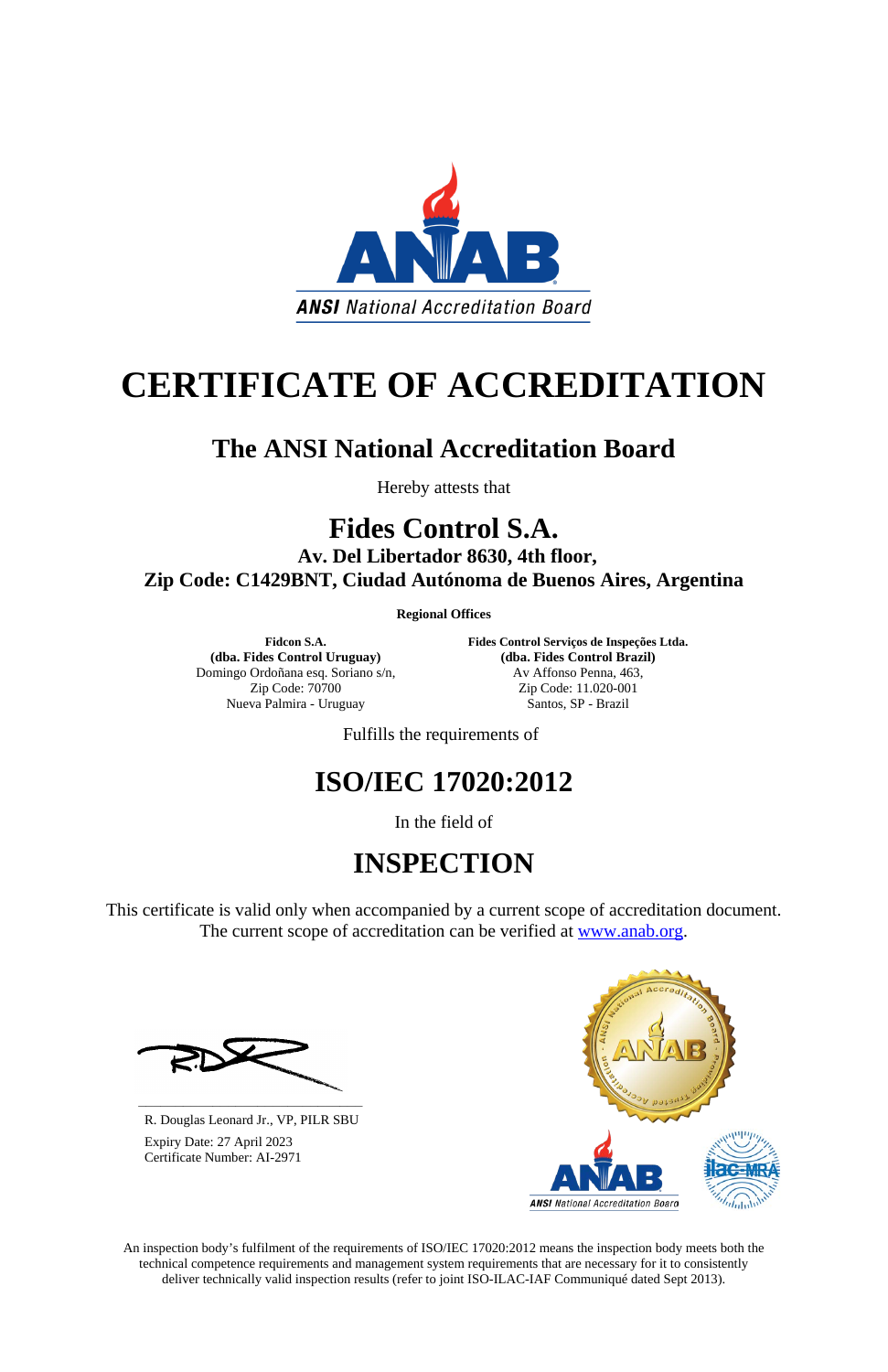# CERTIFICATE OF ACCREDITATION

## The ANSI National Accreditation Board

Hereby attests that

## Fides Control S.A.

**Av. Del Libertador 8630, 4th floor,**
**Zip Code: C1429BNT, Ciudad Autónoma de Buenos Aires, Argentina**

**Regional Offices**

**Fidcon S.A.**
**(dba. Fides Control Uruguay)**
Domingo Ordoñana esq. Soriano s/n,
Zip Code: 70700
Nueva Palmira - Uruguay

**Fides Control Serviços de Inspeções Ltda.**
**(dba. Fides Control Brazil)**
Av Affonso Penna, 463,
Zip Code: 11.020-001
Santos, SP - Brazil

Fulfills the requirements of

## ISO/IEC 17020:2012

In the field of

## INSPECTION

This certificate is valid only when accompanied by a current scope of accreditation document. The current scope of accreditation can be verified at www.anab.org.

R. Douglas Leonard Jr., VP, PILR SBU

Expiry Date: 27 April 2023
Certificate Number: AI-2971

An inspection body's fulfilment of the requirements of ISO/IEC 17020:2012 means the inspection body meets both the technical competence requirements and management system requirements that are necessary for it to consistently deliver technically valid inspection results (refer to joint ISO-ILAC-IAF Communiqué dated Sept 2013).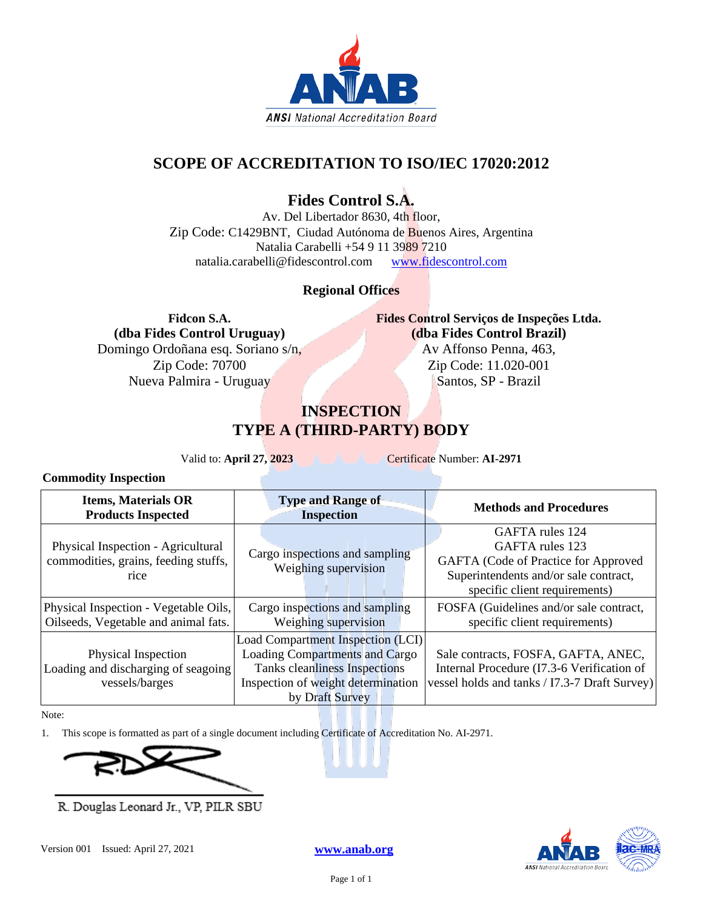# SCOPE OF ACCREDITATION TO ISO/IEC 17020:2012

## Fides Control S.A.

Av. Del Libertador 8630, 4th floor,
Zip Code: C1429BNT, Ciudad Autónoma de Buenos Aires, Argentina
Natalia Carabelli +54 9 11 3989 7210
natalia.carabelli@fidescontrol.com www.fidescontrol.com

### Regional Offices

**Fidcon S.A.**
**(dba Fides Control Uruguay)**
Domingo Ordoñana esq. Soriano s/n,
Zip Code: 70700
Nueva Palmira - Uruguay

**Fides Control Serviços de Inspeções Ltda.**
**(dba Fides Control Brazil)**
Av Affonso Penna, 463,
Zip Code: 11.020-001
Santos, SP - Brazil

## INSPECTION
## TYPE A (THIRD-PARTY) BODY

Valid to: **April 27, 2023** Certificate Number: **AI-2971**

**Commodity Inspection**

| Items, Materials OR Products Inspected | Type and Range of Inspection | Methods and Procedures |
|---|---|---|
| Physical Inspection - Agricultural commodities, grains, feeding stuffs, rice | Cargo inspections and sampling<br>Weighing supervision | GAFTA rules 124<br>GAFTA rules 123<br>GAFTA (Code of Practice for Approved Superintendents and/or sale contract, specific client requirements) |
| Physical Inspection - Vegetable Oils, Oilseeds, Vegetable and animal fats. | Cargo inspections and sampling<br>Weighing supervision | FOSFA (Guidelines and/or sale contract, specific client requirements) |
| Physical Inspection<br>Loading and discharging of seagoing vessels/barges | Load Compartment Inspection (LCI)<br>Loading Compartments and Cargo Tanks cleanliness Inspections<br>Inspection of weight determination by Draft Survey | Sale contracts, FOSFA, GAFTA, ANEC, Internal Procedure (I7.3-6 Verification of vessel holds and tanks / I7.3-7 Draft Survey) |

Note:

1. This scope is formatted as part of a single document including Certificate of Accreditation No. AI-2971.

R. Douglas Leonard Jr., VP, PILR SBU

Version 001 Issued: April 27, 2021

**www.anab.org**